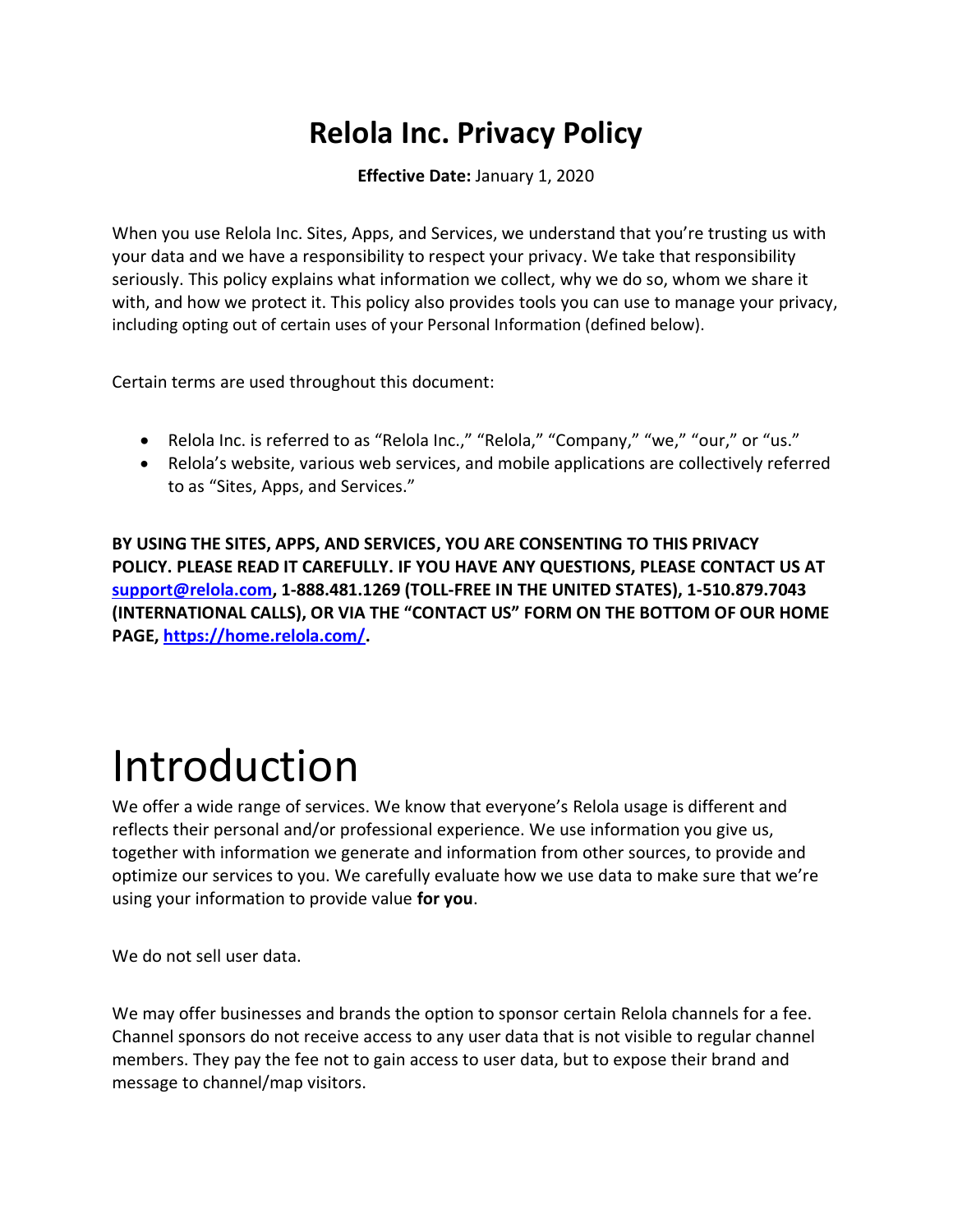# Relola Inc. Privacy Policy

**Effective Date:** January 1, 2020

When you use Relola Inc. Sites, Apps, and Services, we understand that you're trusting us with your data and we have a responsibility to respect your privacy. We take that responsibility seriously. This policy explains what information we collect, why we do so, whom we share it with, and how we protect it. This policy also provides tools you can use to manage your privacy, including opting out of certain uses of your Personal Information (defined below).

Certain terms are used throughout this document:

- Relola Inc. is referred to as "Relola Inc.," "Relola," "Company," "we," "our," or "us."
- Relola's website, various web services, and mobile applications are collectively referred to as "Sites, Apps, and Services."

**BY USING THE SITES, APPS, AND SERVICES, YOU ARE CONSENTING TO THIS PRIVACY POLICY. PLEASE READ IT CAREFULLY. IF YOU HAVE ANY QUESTIONS, PLEASE CONTACT US AT [support@relola.com](mailto:support@relola.com), 1-888.481.1269 (TOLL-FREE IN THE UNITED STATES), 1-510.879.7043 (INTERNATIONAL CALLS), OR VIA THE "CONTACT US" FORM ON THE BOTTOM OF OUR HOME PAGE, [https://home.relola.com/](https://home.relola.com/).**

# Introduction

We offer a wide range of services. We know that everyone's Relola usage is different and reflects their personal and/or professional experience. We use information you give us, together with information we generate and information from other sources, to provide and optimize our services to you. We carefully evaluate how we use data to make sure that we're using your information to provide value **for you**.

We do not sell user data.

We may offer businesses and brands the option to sponsor certain Relola channels for a fee. Channel sponsors do not receive access to any user data that is not visible to regular channel members. They pay the fee not to gain access to user data, but to expose their brand and message to channel/map visitors.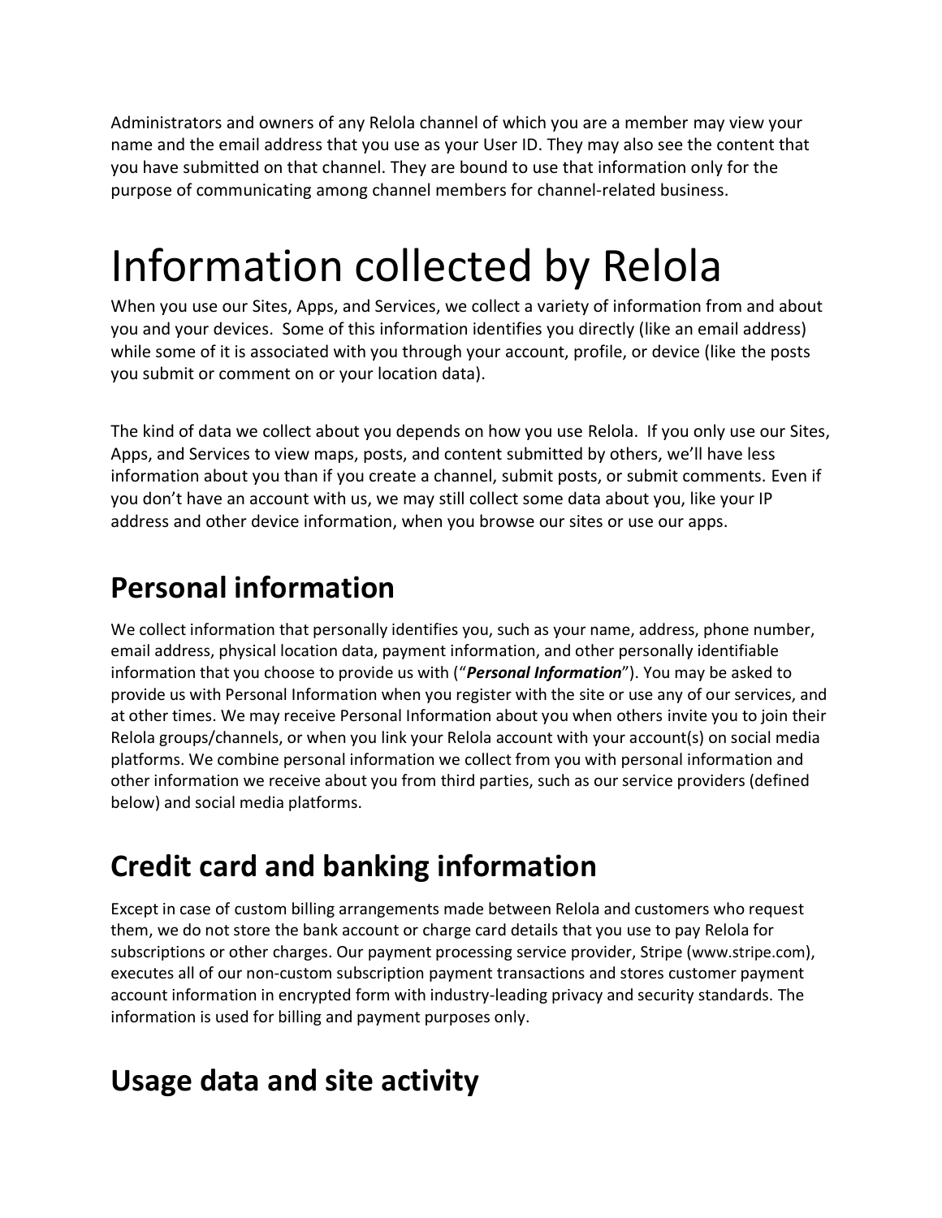Administrators and owners of any Relola channel of which you are a member may view your name and the email address that you use as your User ID. They may also see the content that you have submitted on that channel. They are bound to use that information only for the purpose of communicating among channel members for channel-related business.

# Information collected by Relola

When you use our Sites, Apps, and Services, we collect a variety of information from and about you and your devices. Some of this information identifies you directly (like an email address) while some of it is associated with you through your account, profile, or device (like the posts you submit or comment on or your location data).

The kind of data we collect about you depends on how you use Relola. If you only use our Sites, Apps, and Services to view maps, posts, and content submitted by others, we'll have less information about you than if you create a channel, submit posts, or submit comments. Even if you don't have an account with us, we may still collect some data about you, like your IP address and other device information, when you browse our sites or use our apps.

## Personal information

We collect information that personally identifies you, such as your name, address, phone number, email address, physical location data, payment information, and other personally identifiable information that you choose to provide us with ("***Personal Information***"). You may be asked to provide us with Personal Information when you register with the site or use any of our services, and at other times. We may receive Personal Information about you when others invite you to join their Relola groups/channels, or when you link your Relola account with your account(s) on social media platforms. We combine personal information we collect from you with personal information and other information we receive about you from third parties, such as our service providers (defined below) and social media platforms.

## Credit card and banking information

Except in case of custom billing arrangements made between Relola and customers who request them, we do not store the bank account or charge card details that you use to pay Relola for subscriptions or other charges. Our payment processing service provider, Stripe (www.stripe.com), executes all of our non-custom subscription payment transactions and stores customer payment account information in encrypted form with industry-leading privacy and security standards. The information is used for billing and payment purposes only.

## Usage data and site activity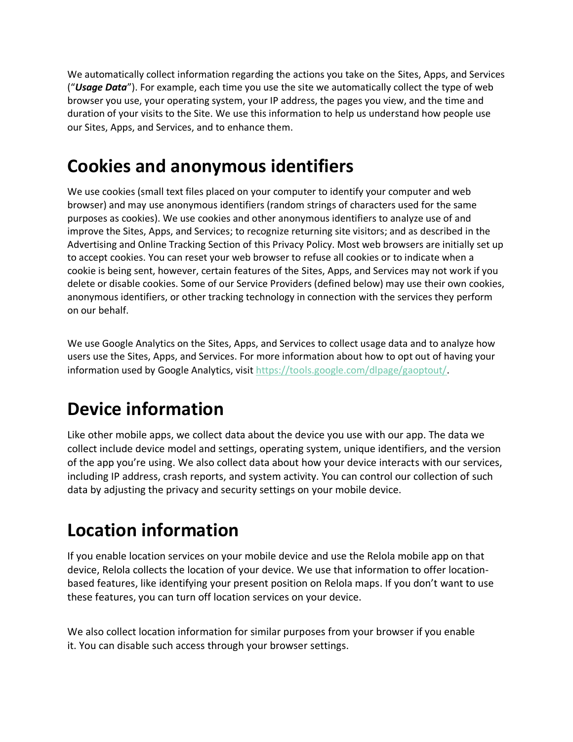We automatically collect information regarding the actions you take on the Sites, Apps, and Services ("***Usage Data***"). For example, each time you use the site we automatically collect the type of web browser you use, your operating system, your IP address, the pages you view, and the time and duration of your visits to the Site. We use this information to help us understand how people use our Sites, Apps, and Services, and to enhance them.

# Cookies and anonymous identifiers

We use cookies (small text files placed on your computer to identify your computer and web browser) and may use anonymous identifiers (random strings of characters used for the same purposes as cookies). We use cookies and other anonymous identifiers to analyze use of and improve the Sites, Apps, and Services; to recognize returning site visitors; and as described in the Advertising and Online Tracking Section of this Privacy Policy. Most web browsers are initially set up to accept cookies. You can reset your web browser to refuse all cookies or to indicate when a cookie is being sent, however, certain features of the Sites, Apps, and Services may not work if you delete or disable cookies. Some of our Service Providers (defined below) may use their own cookies, anonymous identifiers, or other tracking technology in connection with the services they perform on our behalf.

We use Google Analytics on the Sites, Apps, and Services to collect usage data and to analyze how users use the Sites, Apps, and Services. For more information about how to opt out of having your information used by Google Analytics, visit [https://tools.google.com/dlpage/gaoptout/](https://tools.google.com/dlpage/gaoptout/).

# Device information

Like other mobile apps, we collect data about the device you use with our app. The data we collect include device model and settings, operating system, unique identifiers, and the version of the app you're using. We also collect data about how your device interacts with our services, including IP address, crash reports, and system activity. You can control our collection of such data by adjusting the privacy and security settings on your mobile device.

# Location information

If you enable location services on your mobile device and use the Relola mobile app on that device, Relola collects the location of your device. We use that information to offer location-based features, like identifying your present position on Relola maps. If you don't want to use these features, you can turn off location services on your device.

We also collect location information for similar purposes from your browser if you enable it. You can disable such access through your browser settings.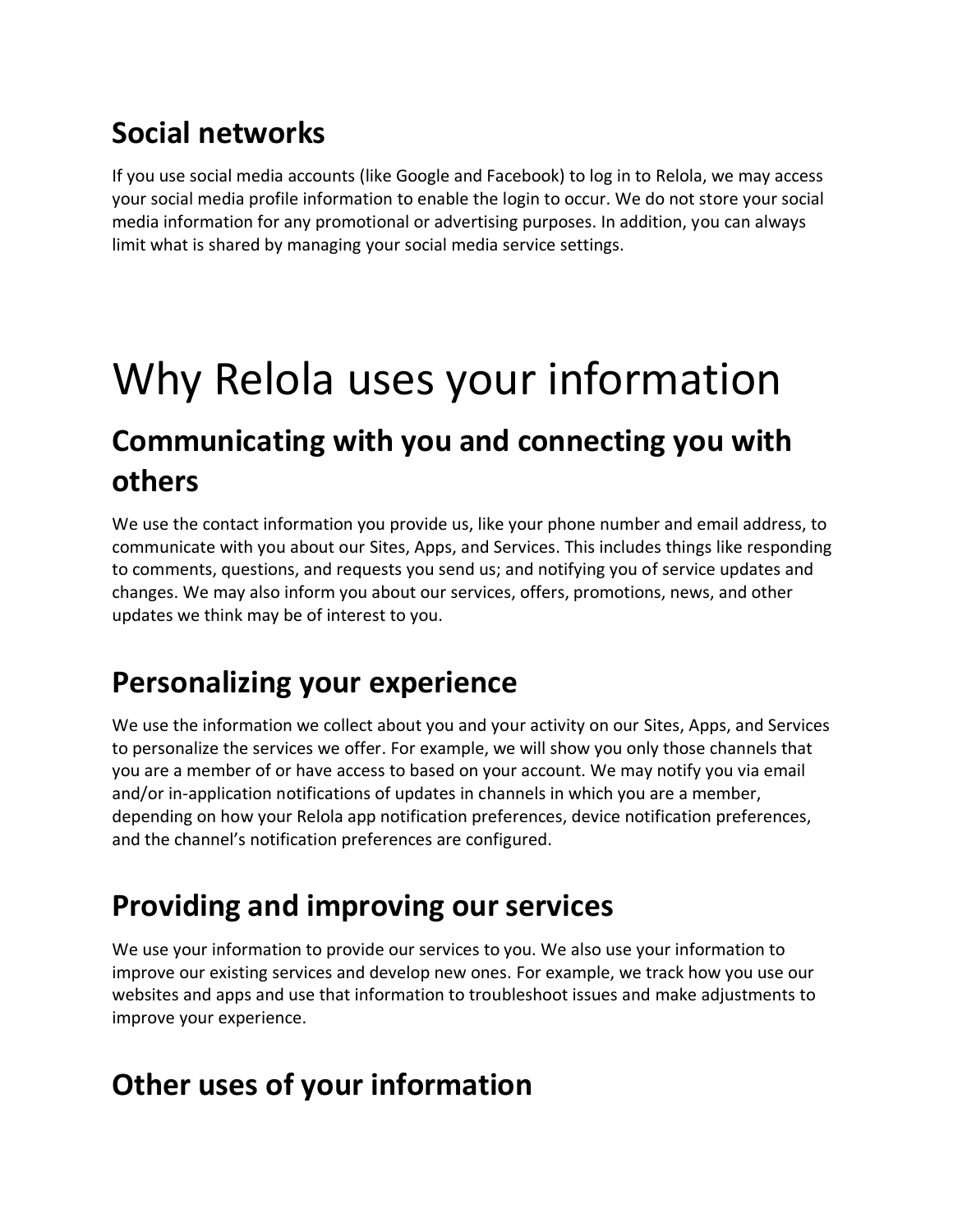## Social networks

If you use social media accounts (like Google and Facebook) to log in to Relola, we may access your social media profile information to enable the login to occur. We do not store your social media information for any promotional or advertising purposes. In addition, you can always limit what is shared by managing your social media service settings.

# Why Relola uses your information

## Communicating with you and connecting you with others

We use the contact information you provide us, like your phone number and email address, to communicate with you about our Sites, Apps, and Services. This includes things like responding to comments, questions, and requests you send us; and notifying you of service updates and changes. We may also inform you about our services, offers, promotions, news, and other updates we think may be of interest to you.

## Personalizing your experience

We use the information we collect about you and your activity on our Sites, Apps, and Services to personalize the services we offer. For example, we will show you only those channels that you are a member of or have access to based on your account. We may notify you via email and/or in-application notifications of updates in channels in which you are a member, depending on how your Relola app notification preferences, device notification preferences, and the channel's notification preferences are configured.

## Providing and improving our services

We use your information to provide our services to you. We also use your information to improve our existing services and develop new ones. For example, we track how you use our websites and apps and use that information to troubleshoot issues and make adjustments to improve your experience.

## Other uses of your information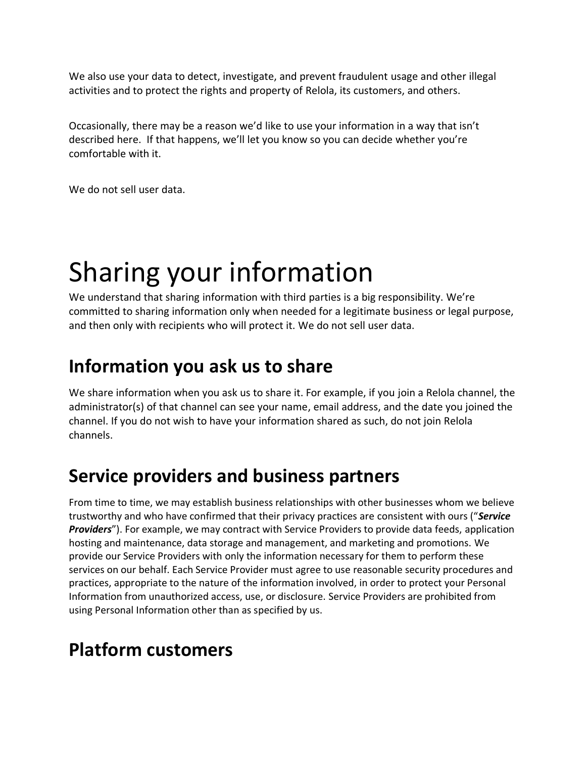We also use your data to detect, investigate, and prevent fraudulent usage and other illegal activities and to protect the rights and property of Relola, its customers, and others.

Occasionally, there may be a reason we'd like to use your information in a way that isn't described here. If that happens, we'll let you know so you can decide whether you're comfortable with it.

We do not sell user data.

# Sharing your information

We understand that sharing information with third parties is a big responsibility. We're committed to sharing information only when needed for a legitimate business or legal purpose, and then only with recipients who will protect it. We do not sell user data.

## Information you ask us to share

We share information when you ask us to share it. For example, if you join a Relola channel, the administrator(s) of that channel can see your name, email address, and the date you joined the channel. If you do not wish to have your information shared as such, do not join Relola channels.

## Service providers and business partners

From time to time, we may establish business relationships with other businesses whom we believe trustworthy and who have confirmed that their privacy practices are consistent with ours ("***Service Providers***"). For example, we may contract with Service Providers to provide data feeds, application hosting and maintenance, data storage and management, and marketing and promotions. We provide our Service Providers with only the information necessary for them to perform these services on our behalf. Each Service Provider must agree to use reasonable security procedures and practices, appropriate to the nature of the information involved, in order to protect your Personal Information from unauthorized access, use, or disclosure. Service Providers are prohibited from using Personal Information other than as specified by us.

## Platform customers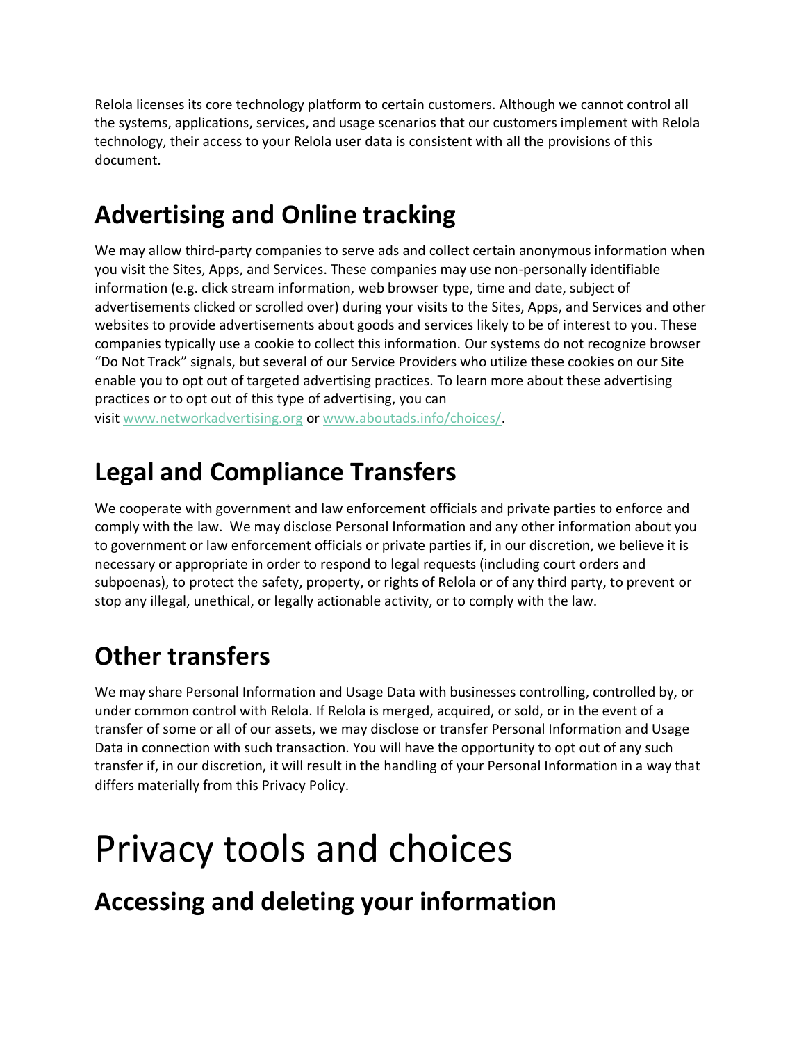Relola licenses its core technology platform to certain customers. Although we cannot control all the systems, applications, services, and usage scenarios that our customers implement with Relola technology, their access to your Relola user data is consistent with all the provisions of this document.

## Advertising and Online tracking

We may allow third-party companies to serve ads and collect certain anonymous information when you visit the Sites, Apps, and Services. These companies may use non-personally identifiable information (e.g. click stream information, web browser type, time and date, subject of advertisements clicked or scrolled over) during your visits to the Sites, Apps, and Services and other websites to provide advertisements about goods and services likely to be of interest to you. These companies typically use a cookie to collect this information. Our systems do not recognize browser "Do Not Track" signals, but several of our Service Providers who utilize these cookies on our Site enable you to opt out of targeted advertising practices. To learn more about these advertising practices or to opt out of this type of advertising, you can visit [www.networkadvertising.org](http://www.networkadvertising.org) or [www.aboutads.info/choices/](http://www.aboutads.info/choices/).

## Legal and Compliance Transfers

We cooperate with government and law enforcement officials and private parties to enforce and comply with the law. We may disclose Personal Information and any other information about you to government or law enforcement officials or private parties if, in our discretion, we believe it is necessary or appropriate in order to respond to legal requests (including court orders and subpoenas), to protect the safety, property, or rights of Relola or of any third party, to prevent or stop any illegal, unethical, or legally actionable activity, or to comply with the law.

## Other transfers

We may share Personal Information and Usage Data with businesses controlling, controlled by, or under common control with Relola. If Relola is merged, acquired, or sold, or in the event of a transfer of some or all of our assets, we may disclose or transfer Personal Information and Usage Data in connection with such transaction. You will have the opportunity to opt out of any such transfer if, in our discretion, it will result in the handling of your Personal Information in a way that differs materially from this Privacy Policy.

# Privacy tools and choices

## Accessing and deleting your information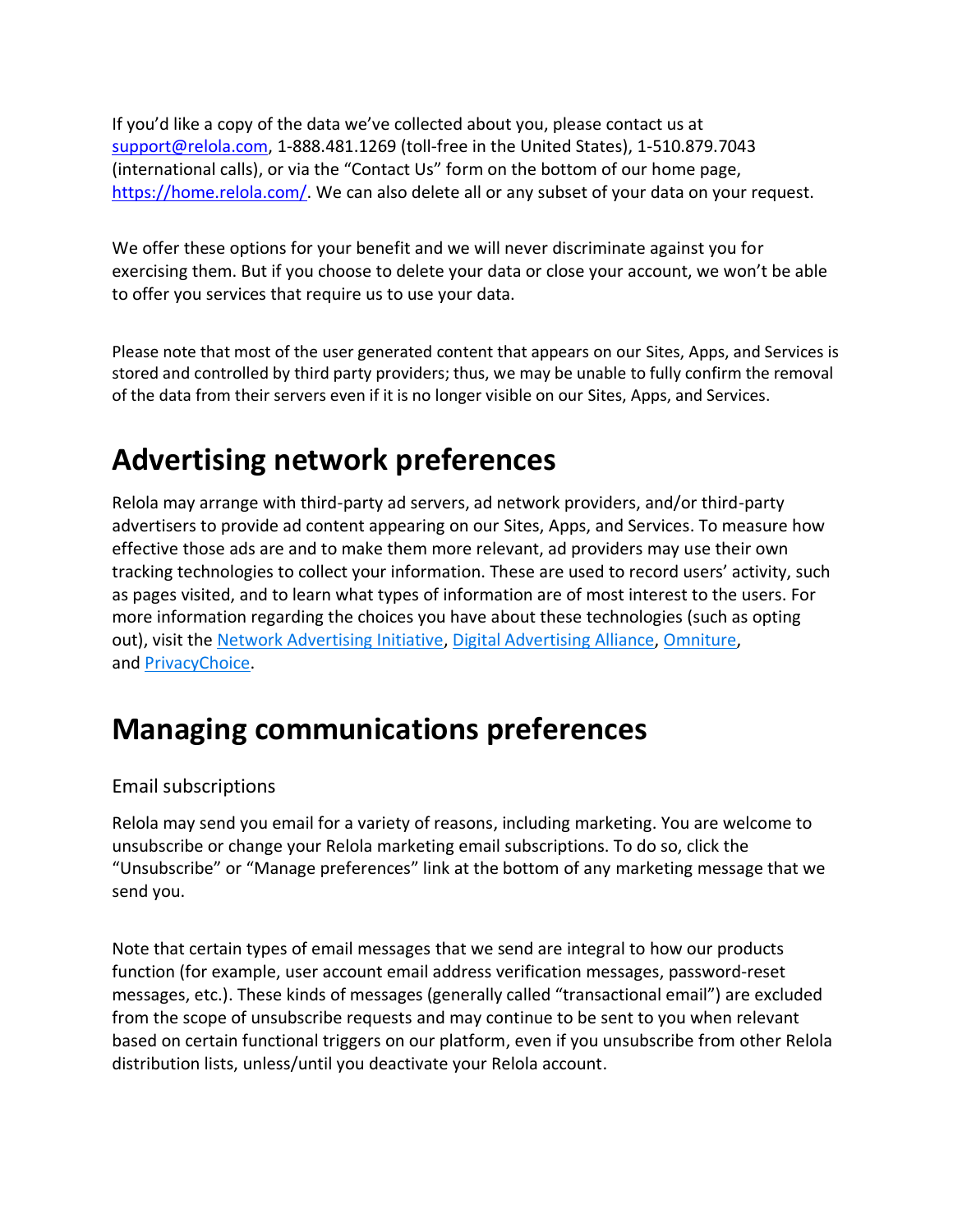If you'd like a copy of the data we've collected about you, please contact us at [support@relola.com](mailto:support@relola.com), 1-888.481.1269 (toll-free in the United States), 1-510.879.7043 (international calls), or via the "Contact Us" form on the bottom of our home page, [https://home.relola.com/](https://home.relola.com/). We can also delete all or any subset of your data on your request.

We offer these options for your benefit and we will never discriminate against you for exercising them. But if you choose to delete your data or close your account, we won't be able to offer you services that require us to use your data.

Please note that most of the user generated content that appears on our Sites, Apps, and Services is stored and controlled by third party providers; thus, we may be unable to fully confirm the removal of the data from their servers even if it is no longer visible on our Sites, Apps, and Services.

# Advertising network preferences

Relola may arrange with third-party ad servers, ad network providers, and/or third-party advertisers to provide ad content appearing on our Sites, Apps, and Services. To measure how effective those ads are and to make them more relevant, ad providers may use their own tracking technologies to collect your information. These are used to record users' activity, such as pages visited, and to learn what types of information are of most interest to the users. For more information regarding the choices you have about these technologies (such as opting out), visit the Network Advertising Initiative, Digital Advertising Alliance, Omniture, and PrivacyChoice.

# Managing communications preferences

## Email subscriptions

Relola may send you email for a variety of reasons, including marketing. You are welcome to unsubscribe or change your Relola marketing email subscriptions. To do so, click the "Unsubscribe" or "Manage preferences" link at the bottom of any marketing message that we send you.

Note that certain types of email messages that we send are integral to how our products function (for example, user account email address verification messages, password-reset messages, etc.). These kinds of messages (generally called "transactional email") are excluded from the scope of unsubscribe requests and may continue to be sent to you when relevant based on certain functional triggers on our platform, even if you unsubscribe from other Relola distribution lists, unless/until you deactivate your Relola account.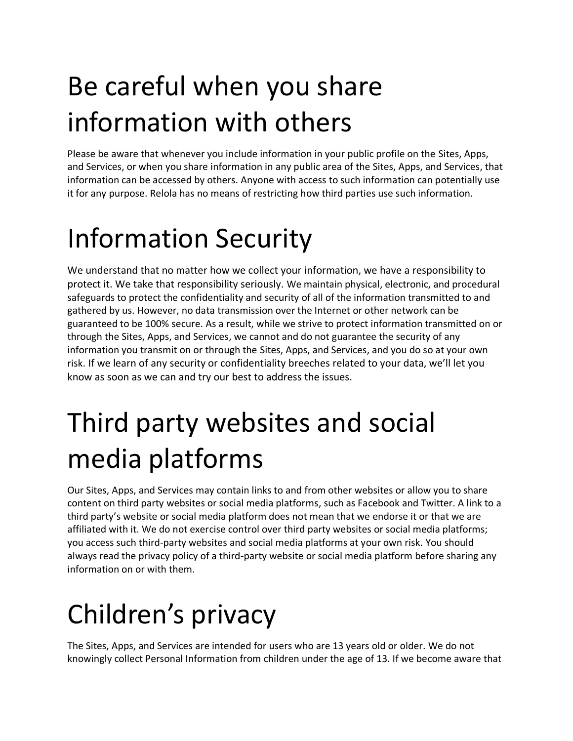# Be careful when you share information with others

Please be aware that whenever you include information in your public profile on the Sites, Apps, and Services, or when you share information in any public area of the Sites, Apps, and Services, that information can be accessed by others. Anyone with access to such information can potentially use it for any purpose. Relola has no means of restricting how third parties use such information.

# Information Security

We understand that no matter how we collect your information, we have a responsibility to protect it. We take that responsibility seriously. We maintain physical, electronic, and procedural safeguards to protect the confidentiality and security of all of the information transmitted to and gathered by us. However, no data transmission over the Internet or other network can be guaranteed to be 100% secure. As a result, while we strive to protect information transmitted on or through the Sites, Apps, and Services, we cannot and do not guarantee the security of any information you transmit on or through the Sites, Apps, and Services, and you do so at your own risk. If we learn of any security or confidentiality breeches related to your data, we'll let you know as soon as we can and try our best to address the issues.

# Third party websites and social media platforms

Our Sites, Apps, and Services may contain links to and from other websites or allow you to share content on third party websites or social media platforms, such as Facebook and Twitter. A link to a third party's website or social media platform does not mean that we endorse it or that we are affiliated with it. We do not exercise control over third party websites or social media platforms; you access such third-party websites and social media platforms at your own risk. You should always read the privacy policy of a third-party website or social media platform before sharing any information on or with them.

# Children's privacy

The Sites, Apps, and Services are intended for users who are 13 years old or older. We do not knowingly collect Personal Information from children under the age of 13. If we become aware that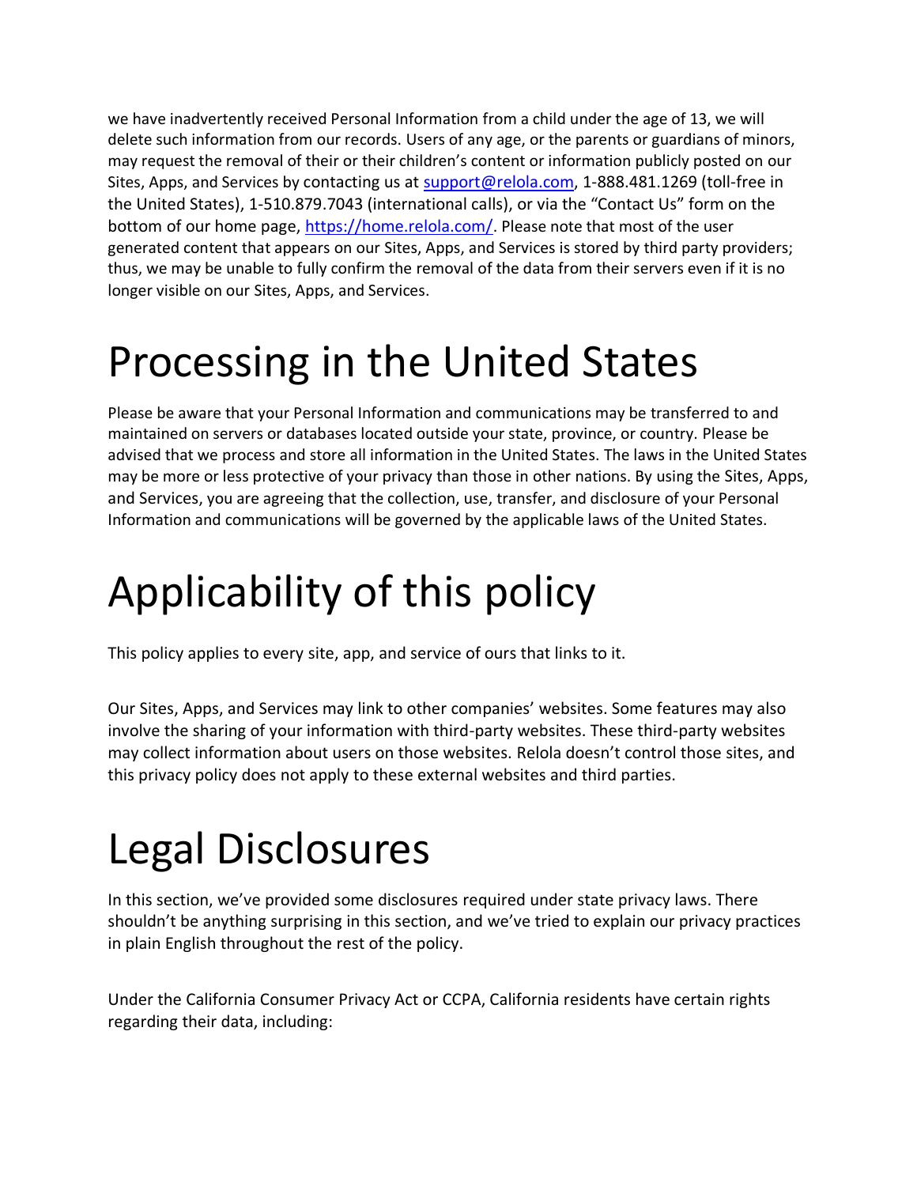we have inadvertently received Personal Information from a child under the age of 13, we will delete such information from our records. Users of any age, or the parents or guardians of minors, may request the removal of their or their children's content or information publicly posted on our Sites, Apps, and Services by contacting us at [support@relola.com](mailto:support@relola.com), 1-888.481.1269 (toll-free in the United States), 1-510.879.7043 (international calls), or via the "Contact Us" form on the bottom of our home page, [https://home.relola.com/](https://home.relola.com/). Please note that most of the user generated content that appears on our Sites, Apps, and Services is stored by third party providers; thus, we may be unable to fully confirm the removal of the data from their servers even if it is no longer visible on our Sites, Apps, and Services.

# Processing in the United States

Please be aware that your Personal Information and communications may be transferred to and maintained on servers or databases located outside your state, province, or country. Please be advised that we process and store all information in the United States. The laws in the United States may be more or less protective of your privacy than those in other nations. By using the Sites, Apps, and Services, you are agreeing that the collection, use, transfer, and disclosure of your Personal Information and communications will be governed by the applicable laws of the United States.

# Applicability of this policy

This policy applies to every site, app, and service of ours that links to it.

Our Sites, Apps, and Services may link to other companies' websites. Some features may also involve the sharing of your information with third-party websites. These third-party websites may collect information about users on those websites. Relola doesn't control those sites, and this privacy policy does not apply to these external websites and third parties.

# Legal Disclosures

In this section, we've provided some disclosures required under state privacy laws. There shouldn't be anything surprising in this section, and we've tried to explain our privacy practices in plain English throughout the rest of the policy.

Under the California Consumer Privacy Act or CCPA, California residents have certain rights regarding their data, including: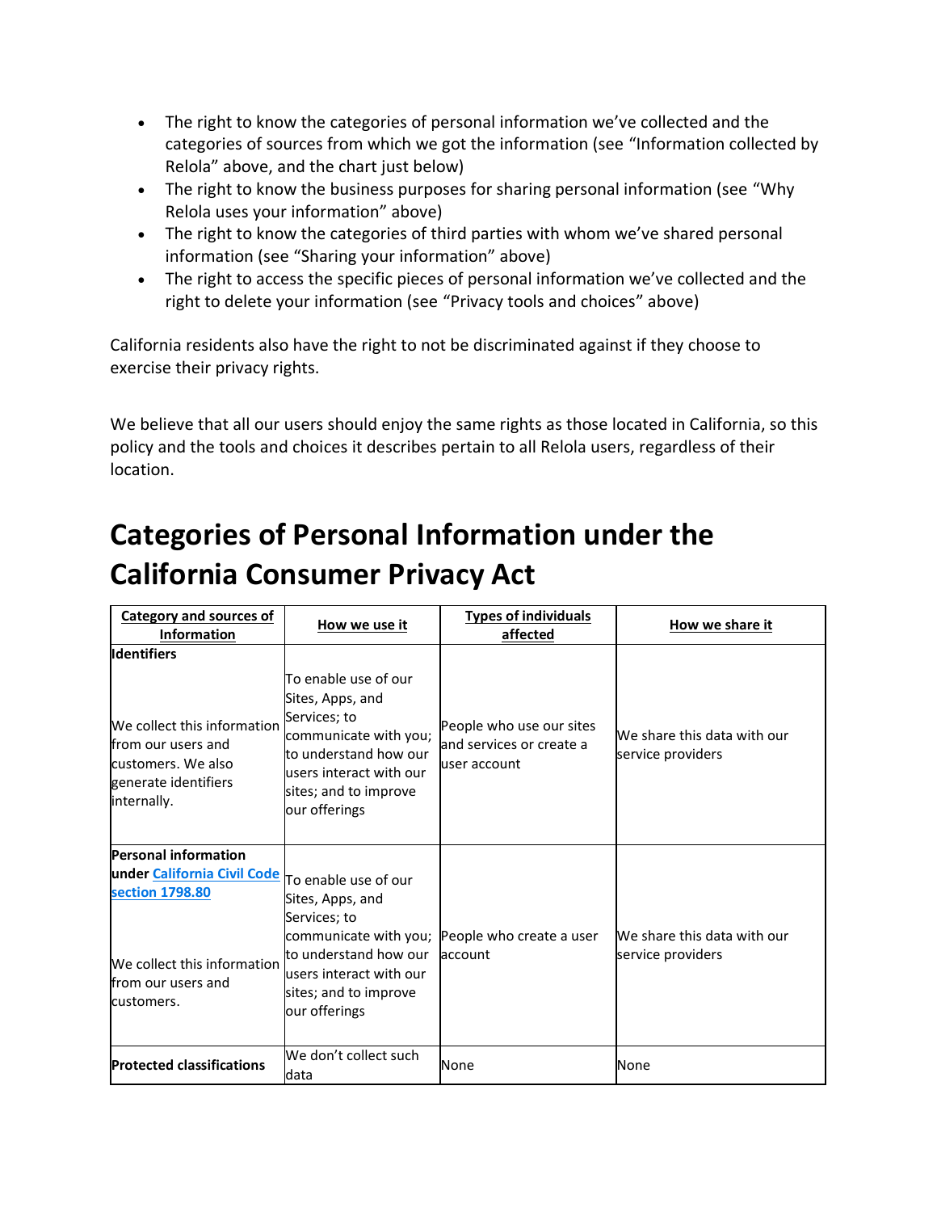- The right to know the categories of personal information we've collected and the categories of sources from which we got the information (see "Information collected by Relola" above, and the chart just below)
- The right to know the business purposes for sharing personal information (see "Why Relola uses your information" above)
- The right to know the categories of third parties with whom we've shared personal information (see "Sharing your information" above)
- The right to access the specific pieces of personal information we've collected and the right to delete your information (see "Privacy tools and choices" above)

California residents also have the right to not be discriminated against if they choose to exercise their privacy rights.

We believe that all our users should enjoy the same rights as those located in California, so this policy and the tools and choices it describes pertain to all Relola users, regardless of their location.

# Categories of Personal Information under the California Consumer Privacy Act

| Category and sources of Information | How we use it | Types of individuals affected | How we share it |
|---|---|---|---|
| **Identifiers**<br><br>We collect this information from our users and customers. We also generate identifiers internally. | To enable use of our Sites, Apps, and Services; to communicate with you; to understand how our users interact with our sites; and to improve our offerings | People who use our sites and services or create a user account | We share this data with our service providers |
| **Personal information under California Civil Code section 1798.80**<br><br>We collect this information from our users and customers. | To enable use of our Sites, Apps, and Services; to communicate with you; to understand how our users interact with our sites; and to improve our offerings | People who create a user account | We share this data with our service providers |
| **Protected classifications** | We don't collect such data | None | None |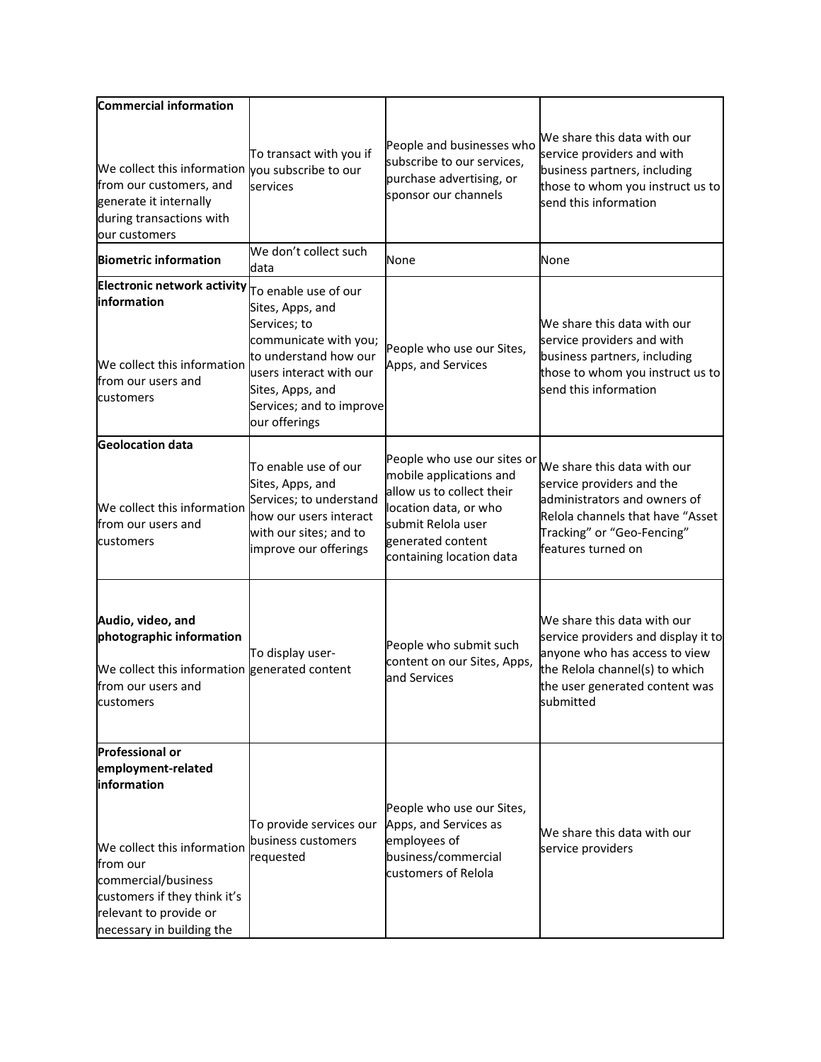| | | | |
|---|---|---|---|
| **Commercial information**<br><br>We collect this information from our customers, and generate it internally during transactions with our customers | To transact with you if you subscribe to our services | People and businesses who subscribe to our services, purchase advertising, or sponsor our channels | We share this data with our service providers and with business partners, including those to whom you instruct us to send this information |
| **Biometric information** | We don't collect such data | None | None |
| **Electronic network activity information**<br><br>We collect this information from our users and customers | To enable use of our Sites, Apps, and Services; to communicate with you; to understand how our users interact with our Sites, Apps, and Services; and to improve our offerings | People who use our Sites, Apps, and Services | We share this data with our service providers and with business partners, including those to whom you instruct us to send this information |
| **Geolocation data**<br><br>We collect this information from our users and customers | To enable use of our Sites, Apps, and Services; to understand how our users interact with our sites; and to improve our offerings | People who use our sites or mobile applications and allow us to collect their location data, or who submit Relola user generated content containing location data | We share this data with our service providers and the administrators and owners of Relola channels that have "Asset Tracking" or "Geo-Fencing" features turned on |
| **Audio, video, and photographic information**<br><br>We collect this information from our users and customers | To display user-generated content | People who submit such content on our Sites, Apps, and Services | We share this data with our service providers and display it to anyone who has access to view the Relola channel(s) to which the user generated content was submitted |
| **Professional or employment-related information**<br><br>We collect this information from our commercial/business customers if they think it's relevant to provide or necessary in building the | To provide services our business customers requested | People who use our Sites, Apps, and Services as employees of business/commercial customers of Relola | We share this data with our service providers |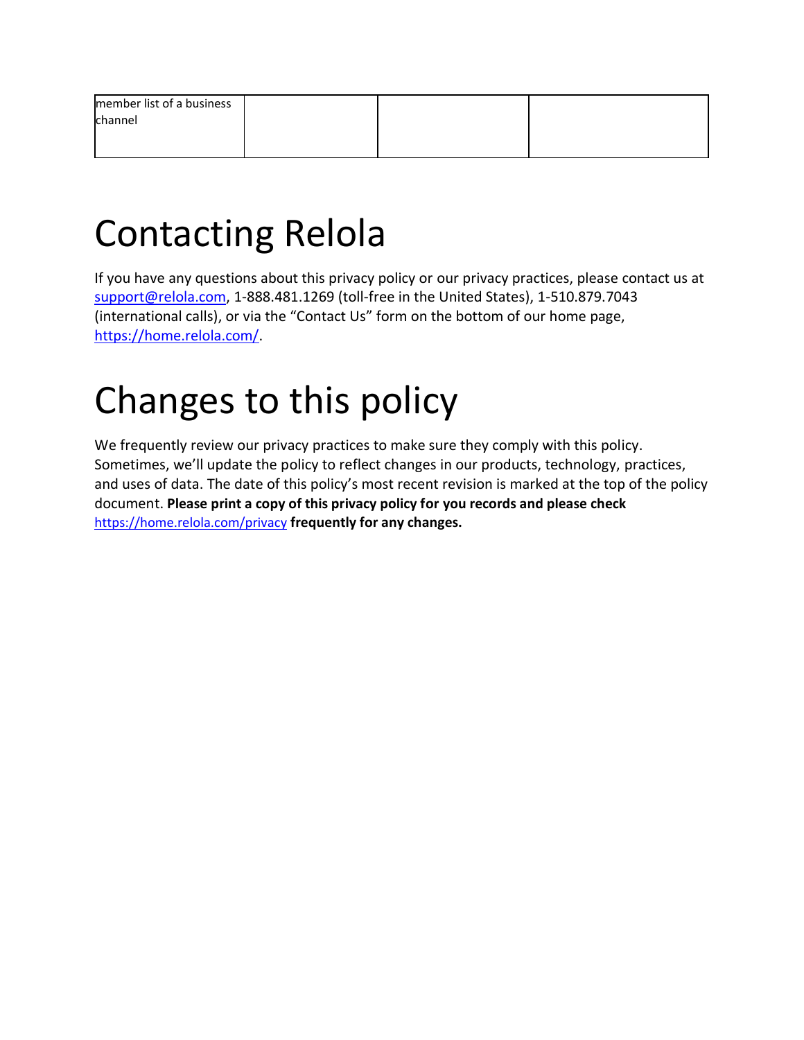| | | | |
|---|---|---|---|
| member list of a business channel | | | |

# Contacting Relola

If you have any questions about this privacy policy or our privacy practices, please contact us at support@relola.com, 1-888.481.1269 (toll-free in the United States), 1-510.879.7043 (international calls), or via the "Contact Us" form on the bottom of our home page, https://home.relola.com/.

# Changes to this policy

We frequently review our privacy practices to make sure they comply with this policy. Sometimes, we'll update the policy to reflect changes in our products, technology, practices, and uses of data. The date of this policy's most recent revision is marked at the top of the policy document. **Please print a copy of this privacy policy for you records and please check** https://home.relola.com/privacy **frequently for any changes.**